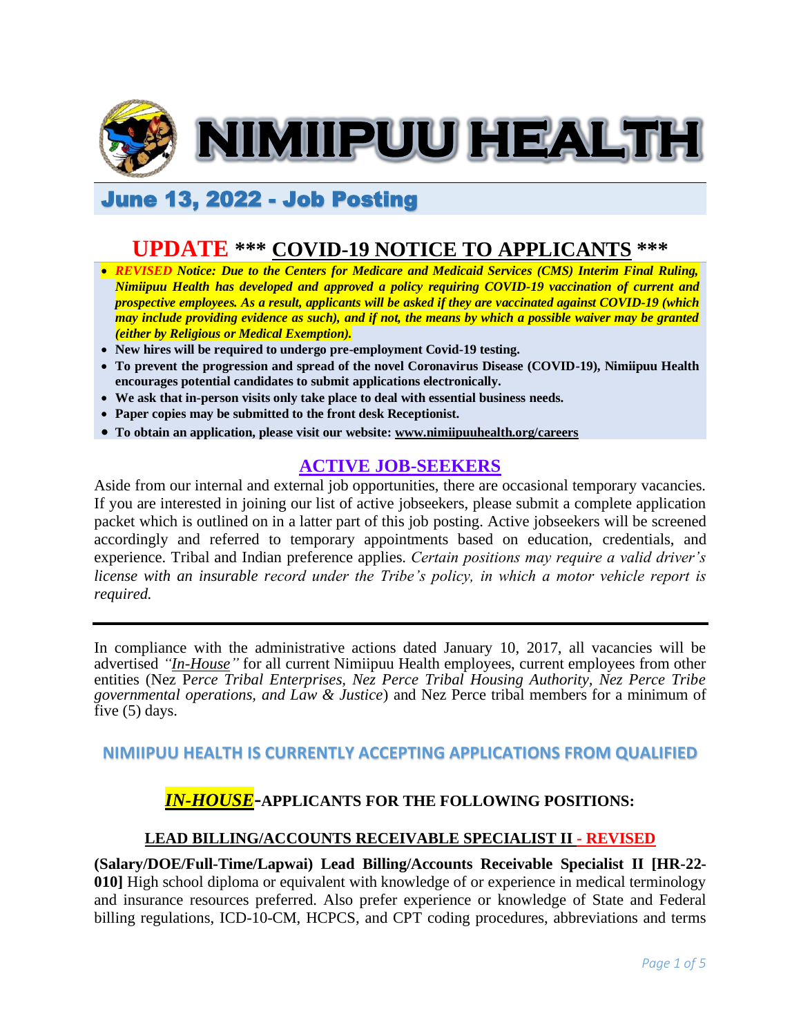# NIMIIPUU HEALTH

## June 13, 2022 - Job Posting

## UPDATE *** COVID-19 NOTICE TO APPLICANTS ***

- ***REVISED Notice: Due to the Centers for Medicare and Medicaid Services (CMS) Interim Final Ruling, Nimiipuu Health has developed and approved a policy requiring COVID-19 vaccination of current and prospective employees. As a result, applicants will be asked if they are vaccinated against COVID-19 (which may include providing evidence as such), and if not, the means by which a possible waiver may be granted (either by Religious or Medical Exemption).***
- **New hires will be required to undergo pre-employment Covid-19 testing.**
- **To prevent the progression and spread of the novel Coronavirus Disease (COVID-19), Nimiipuu Health encourages potential candidates to submit applications electronically.**
- **We ask that in-person visits only take place to deal with essential business needs.**
- **Paper copies may be submitted to the front desk Receptionist.**
- **To obtain an application, please visit our website: www.nimiipuuhealth.org/careers**

## ACTIVE JOB-SEEKERS

Aside from our internal and external job opportunities, there are occasional temporary vacancies. If you are interested in joining our list of active jobseekers, please submit a complete application packet which is outlined on in a latter part of this job posting. Active jobseekers will be screened accordingly and referred to temporary appointments based on education, credentials, and experience. Tribal and Indian preference applies. *Certain positions may require a valid driver's license with an insurable record under the Tribe's policy, in which a motor vehicle report is required.*

---

In compliance with the administrative actions dated January 10, 2017, all vacancies will be advertised *"In-House"* for all current Nimiipuu Health employees, current employees from other entities (Nez P*erce Tribal Enterprises, Nez Perce Tribal Housing Authority, Nez Perce Tribe governmental operations, and Law & Justice*) and Nez Perce tribal members for a minimum of five (5) days.

### NIMIIPUU HEALTH IS CURRENTLY ACCEPTING APPLICATIONS FROM QUALIFIED

### *IN-HOUSE*-APPLICANTS FOR THE FOLLOWING POSITIONS:

#### LEAD BILLING/ACCOUNTS RECEIVABLE SPECIALIST II - REVISED

**(Salary/DOE/Full-Time/Lapwai) Lead Billing/Accounts Receivable Specialist II [HR-22-010]** High school diploma or equivalent with knowledge of or experience in medical terminology and insurance resources preferred. Also prefer experience or knowledge of State and Federal billing regulations, ICD-10-CM, HCPCS, and CPT coding procedures, abbreviations and terms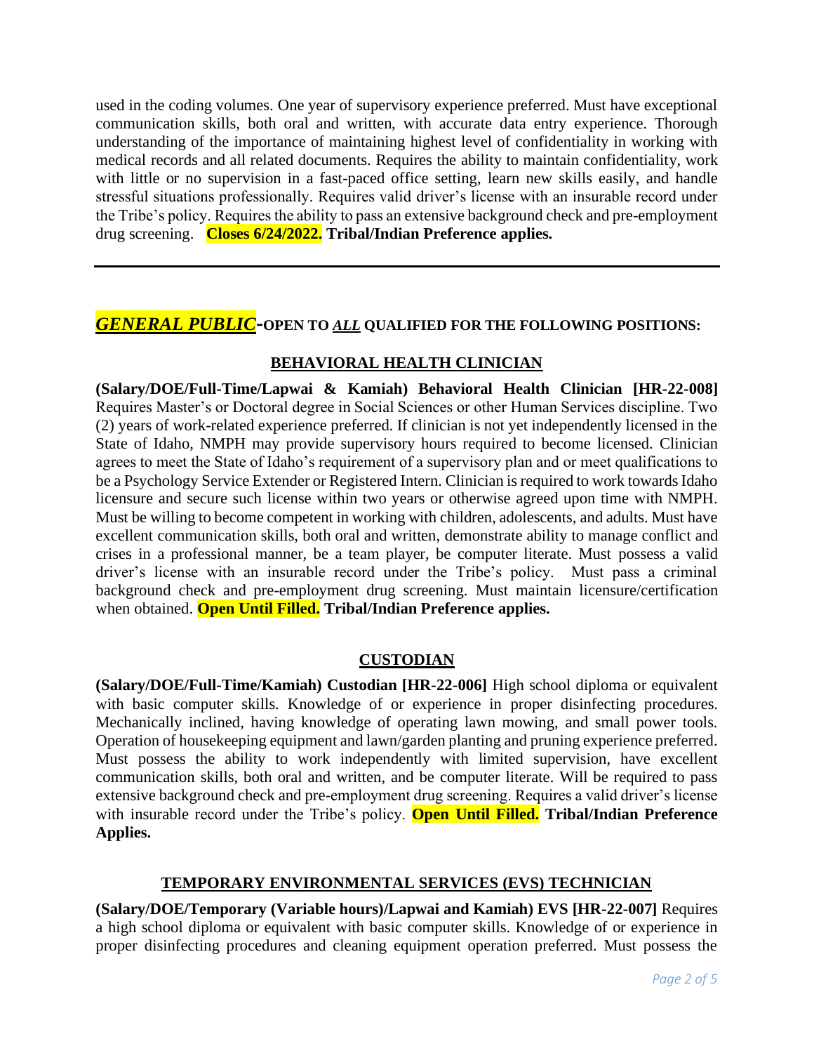used in the coding volumes. One year of supervisory experience preferred. Must have exceptional communication skills, both oral and written, with accurate data entry experience. Thorough understanding of the importance of maintaining highest level of confidentiality in working with medical records and all related documents. Requires the ability to maintain confidentiality, work with little or no supervision in a fast-paced office setting, learn new skills easily, and handle stressful situations professionally. Requires valid driver's license with an insurable record under the Tribe's policy. Requires the ability to pass an extensive background check and pre-employment drug screening. **Closes 6/24/2022. Tribal/Indian Preference applies.**

---

## ***GENERAL PUBLIC*-OPEN TO *ALL* QUALIFIED FOR THE FOLLOWING POSITIONS:**

### BEHAVIORAL HEALTH CLINICIAN

**(Salary/DOE/Full-Time/Lapwai & Kamiah) Behavioral Health Clinician [HR-22-008]** Requires Master's or Doctoral degree in Social Sciences or other Human Services discipline. Two (2) years of work-related experience preferred. If clinician is not yet independently licensed in the State of Idaho, NMPH may provide supervisory hours required to become licensed. Clinician agrees to meet the State of Idaho's requirement of a supervisory plan and or meet qualifications to be a Psychology Service Extender or Registered Intern. Clinician is required to work towards Idaho licensure and secure such license within two years or otherwise agreed upon time with NMPH. Must be willing to become competent in working with children, adolescents, and adults. Must have excellent communication skills, both oral and written, demonstrate ability to manage conflict and crises in a professional manner, be a team player, be computer literate. Must possess a valid driver's license with an insurable record under the Tribe's policy. Must pass a criminal background check and pre-employment drug screening. Must maintain licensure/certification when obtained. **Open Until Filled. Tribal/Indian Preference applies.**

### CUSTODIAN

**(Salary/DOE/Full-Time/Kamiah) Custodian [HR-22-006]** High school diploma or equivalent with basic computer skills. Knowledge of or experience in proper disinfecting procedures. Mechanically inclined, having knowledge of operating lawn mowing, and small power tools. Operation of housekeeping equipment and lawn/garden planting and pruning experience preferred. Must possess the ability to work independently with limited supervision, have excellent communication skills, both oral and written, and be computer literate. Will be required to pass extensive background check and pre-employment drug screening. Requires a valid driver's license with insurable record under the Tribe's policy. **Open Until Filled. Tribal/Indian Preference Applies.**

### TEMPORARY ENVIRONMENTAL SERVICES (EVS) TECHNICIAN

**(Salary/DOE/Temporary (Variable hours)/Lapwai and Kamiah) EVS [HR-22-007]** Requires a high school diploma or equivalent with basic computer skills. Knowledge of or experience in proper disinfecting procedures and cleaning equipment operation preferred. Must possess the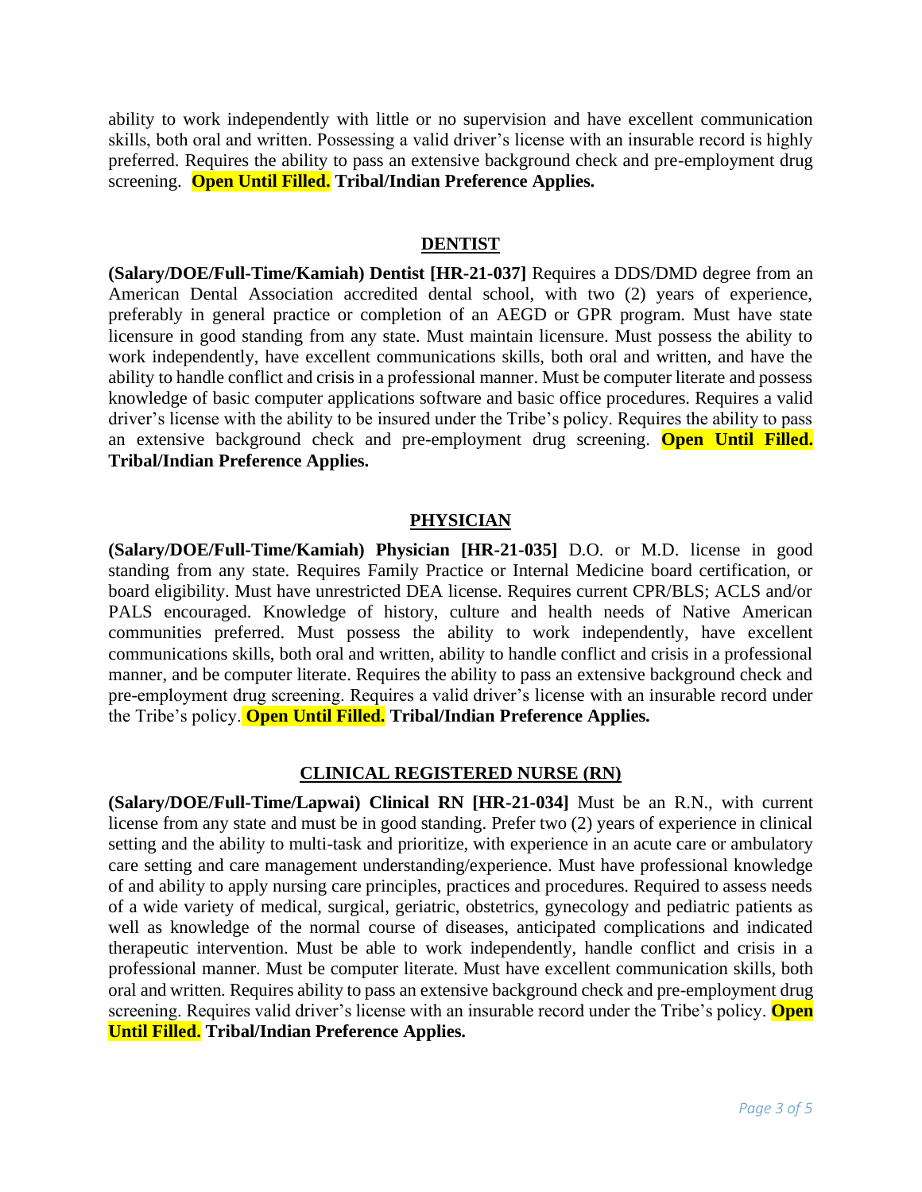ability to work independently with little or no supervision and have excellent communication skills, both oral and written. Possessing a valid driver's license with an insurable record is highly preferred. Requires the ability to pass an extensive background check and pre-employment drug screening. **Open Until Filled. Tribal/Indian Preference Applies.**

## DENTIST

**(Salary/DOE/Full-Time/Kamiah) Dentist [HR-21-037]** Requires a DDS/DMD degree from an American Dental Association accredited dental school, with two (2) years of experience, preferably in general practice or completion of an AEGD or GPR program. Must have state licensure in good standing from any state. Must maintain licensure. Must possess the ability to work independently, have excellent communications skills, both oral and written, and have the ability to handle conflict and crisis in a professional manner. Must be computer literate and possess knowledge of basic computer applications software and basic office procedures. Requires a valid driver's license with the ability to be insured under the Tribe's policy. Requires the ability to pass an extensive background check and pre-employment drug screening. **Open Until Filled. Tribal/Indian Preference Applies.**

## PHYSICIAN

**(Salary/DOE/Full-Time/Kamiah) Physician [HR-21-035]** D.O. or M.D. license in good standing from any state. Requires Family Practice or Internal Medicine board certification, or board eligibility. Must have unrestricted DEA license. Requires current CPR/BLS; ACLS and/or PALS encouraged. Knowledge of history, culture and health needs of Native American communities preferred. Must possess the ability to work independently, have excellent communications skills, both oral and written, ability to handle conflict and crisis in a professional manner, and be computer literate. Requires the ability to pass an extensive background check and pre-employment drug screening. Requires a valid driver's license with an insurable record under the Tribe's policy. **Open Until Filled. Tribal/Indian Preference Applies.**

## CLINICAL REGISTERED NURSE (RN)

**(Salary/DOE/Full-Time/Lapwai) Clinical RN [HR-21-034]** Must be an R.N., with current license from any state and must be in good standing. Prefer two (2) years of experience in clinical setting and the ability to multi-task and prioritize, with experience in an acute care or ambulatory care setting and care management understanding/experience. Must have professional knowledge of and ability to apply nursing care principles, practices and procedures. Required to assess needs of a wide variety of medical, surgical, geriatric, obstetrics, gynecology and pediatric patients as well as knowledge of the normal course of diseases, anticipated complications and indicated therapeutic intervention. Must be able to work independently, handle conflict and crisis in a professional manner. Must be computer literate. Must have excellent communication skills, both oral and written. Requires ability to pass an extensive background check and pre-employment drug screening. Requires valid driver's license with an insurable record under the Tribe's policy. **Open Until Filled. Tribal/Indian Preference Applies.**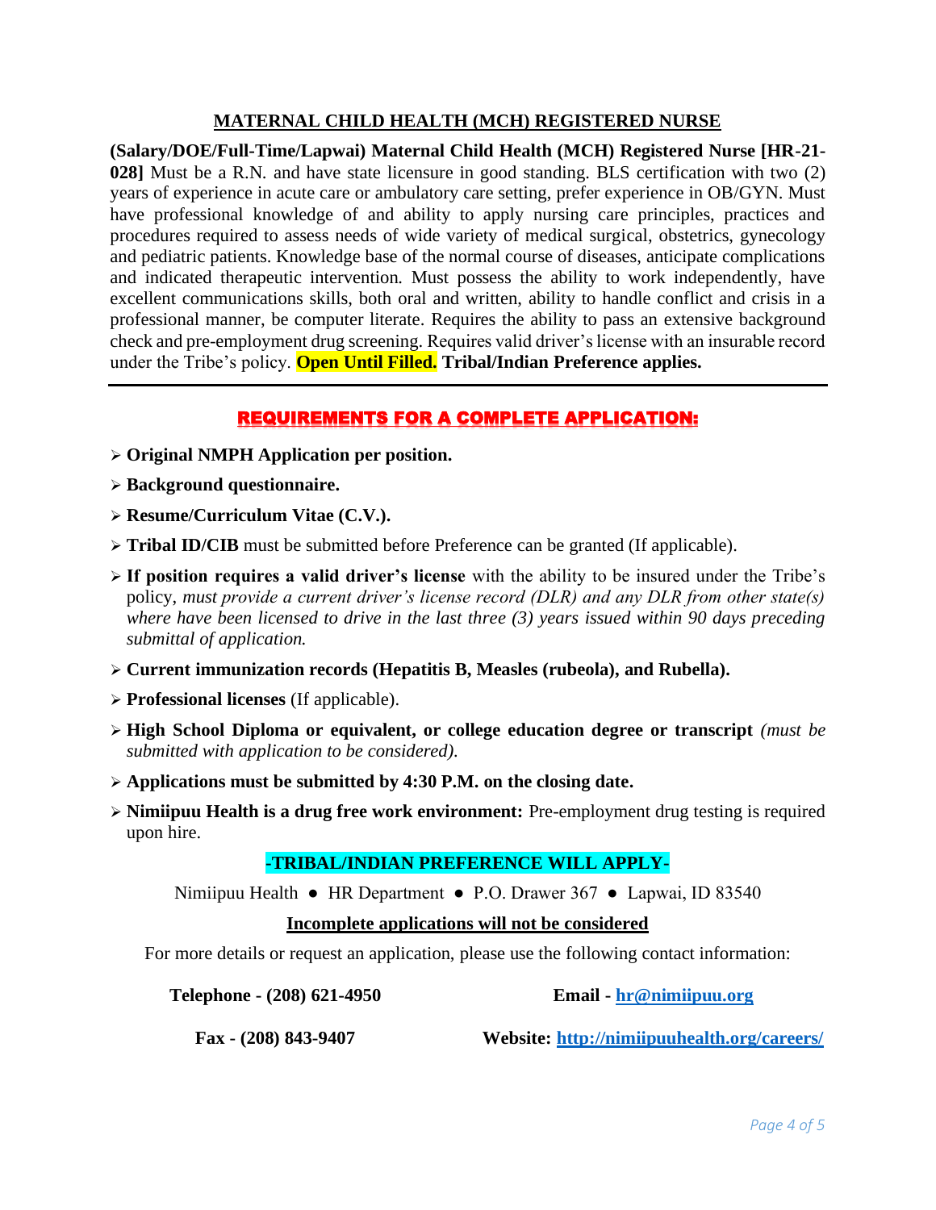## MATERNAL CHILD HEALTH (MCH) REGISTERED NURSE

**(Salary/DOE/Full-Time/Lapwai) Maternal Child Health (MCH) Registered Nurse [HR-21-028]** Must be a R.N. and have state licensure in good standing. BLS certification with two (2) years of experience in acute care or ambulatory care setting, prefer experience in OB/GYN. Must have professional knowledge of and ability to apply nursing care principles, practices and procedures required to assess needs of wide variety of medical surgical, obstetrics, gynecology and pediatric patients. Knowledge base of the normal course of diseases, anticipate complications and indicated therapeutic intervention. Must possess the ability to work independently, have excellent communications skills, both oral and written, ability to handle conflict and crisis in a professional manner, be computer literate. Requires the ability to pass an extensive background check and pre-employment drug screening. Requires valid driver's license with an insurable record under the Tribe's policy. **Open Until Filled.** **Tribal/Indian Preference applies.**

---

### REQUIREMENTS FOR A COMPLETE APPLICATION:

- **Original NMPH Application per position.**
- **Background questionnaire.**
- **Resume/Curriculum Vitae (C.V.).**
- **Tribal ID/CIB** must be submitted before Preference can be granted (If applicable).
- **If position requires a valid driver's license** with the ability to be insured under the Tribe's policy, *must provide a current driver's license record (DLR) and any DLR from other state(s) where have been licensed to drive in the last three (3) years issued within 90 days preceding submittal of application.*
- **Current immunization records (Hepatitis B, Measles (rubeola), and Rubella).**
- **Professional licenses** (If applicable).
- **High School Diploma or equivalent, or college education degree or transcript** *(must be submitted with application to be considered).*
- **Applications must be submitted by 4:30 P.M. on the closing date.**
- **Nimiipuu Health is a drug free work environment:** Pre-employment drug testing is required upon hire.

**-TRIBAL/INDIAN PREFERENCE WILL APPLY-**

Nimiipuu Health ● HR Department ● P.O. Drawer 367 ● Lapwai, ID 83540

**Incomplete applications will not be considered**

For more details or request an application, please use the following contact information:

**Telephone - (208) 621-4950** **Email - hr@nimiipuu.org**

**Fax - (208) 843-9407** **Website: http://nimiipuuhealth.org/careers/**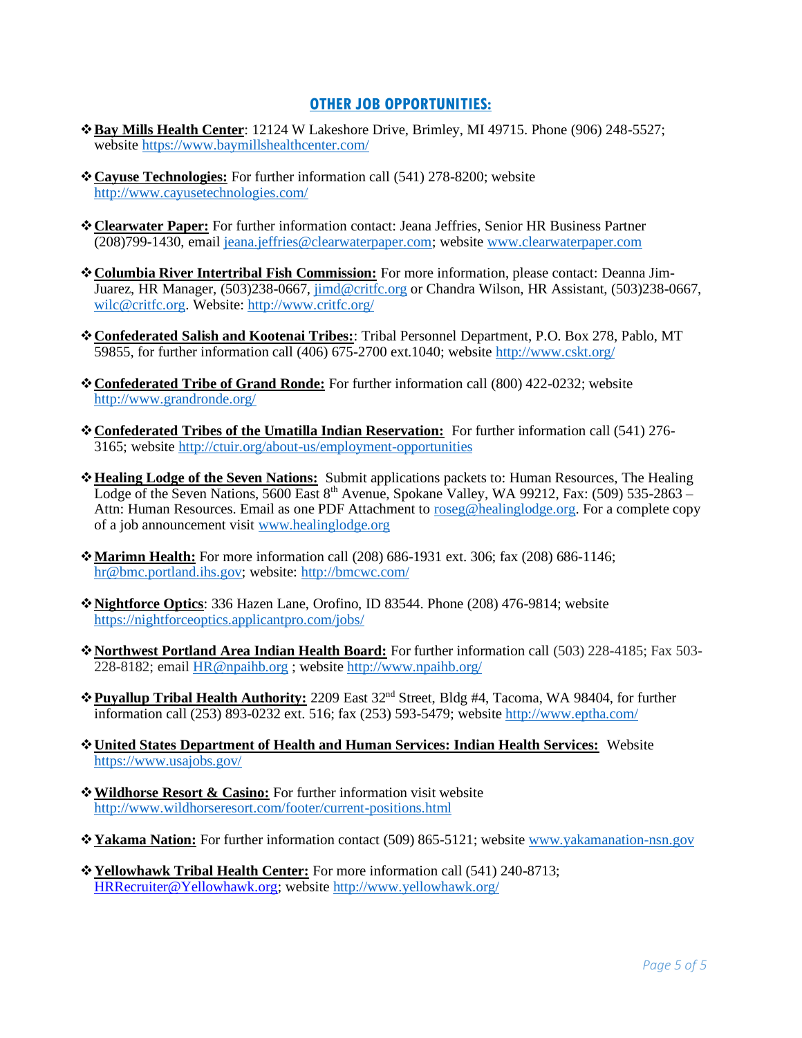## OTHER JOB OPPORTUNITIES:

- **Bay Mills Health Center**: 12124 W Lakeshore Drive, Brimley, MI 49715. Phone (906) 248-5527; website https://www.baymillshealthcenter.com/

- **Cayuse Technologies:** For further information call (541) 278-8200; website http://www.cayusetechnologies.com/

- **Clearwater Paper:** For further information contact: Jeana Jeffries, Senior HR Business Partner (208)799-1430, email jeana.jeffries@clearwaterpaper.com; website www.clearwaterpaper.com

- **Columbia River Intertribal Fish Commission:** For more information, please contact: Deanna Jim-Juarez, HR Manager, (503)238-0667, jimd@critfc.org or Chandra Wilson, HR Assistant, (503)238-0667, wilc@critfc.org. Website: http://www.critfc.org/

- **Confederated Salish and Kootenai Tribes:**: Tribal Personnel Department, P.O. Box 278, Pablo, MT 59855, for further information call (406) 675-2700 ext.1040; website http://www.cskt.org/

- **Confederated Tribe of Grand Ronde:** For further information call (800) 422-0232; website http://www.grandronde.org/

- **Confederated Tribes of the Umatilla Indian Reservation:** For further information call (541) 276-3165; website http://ctuir.org/about-us/employment-opportunities

- **Healing Lodge of the Seven Nations:** Submit applications packets to: Human Resources, The Healing Lodge of the Seven Nations, 5600 East 8th Avenue, Spokane Valley, WA 99212, Fax: (509) 535-2863 – Attn: Human Resources. Email as one PDF Attachment to roseg@healinglodge.org. For a complete copy of a job announcement visit www.healinglodge.org

- **Marimn Health:** For more information call (208) 686-1931 ext. 306; fax (208) 686-1146; hr@bmc.portland.ihs.gov; website: http://bmcwc.com/

- **Nightforce Optics**: 336 Hazen Lane, Orofino, ID 83544. Phone (208) 476-9814; website https://nightforceoptics.applicantpro.com/jobs/

- **Northwest Portland Area Indian Health Board:** For further information call (503) 228-4185; Fax 503-228-8182; email HR@npaihb.org ; website http://www.npaihb.org/

- **Puyallup Tribal Health Authority:** 2209 East 32nd Street, Bldg #4, Tacoma, WA 98404, for further information call (253) 893-0232 ext. 516; fax (253) 593-5479; website http://www.eptha.com/

- **United States Department of Health and Human Services: Indian Health Services:** Website https://www.usajobs.gov/

- **Wildhorse Resort & Casino:** For further information visit website http://www.wildhorseresort.com/footer/current-positions.html

- **Yakama Nation:** For further information contact (509) 865-5121; website www.yakamanation-nsn.gov

- **Yellowhawk Tribal Health Center:** For more information call (541) 240-8713; HRRecruiter@Yellowhawk.org; website http://www.yellowhawk.org/